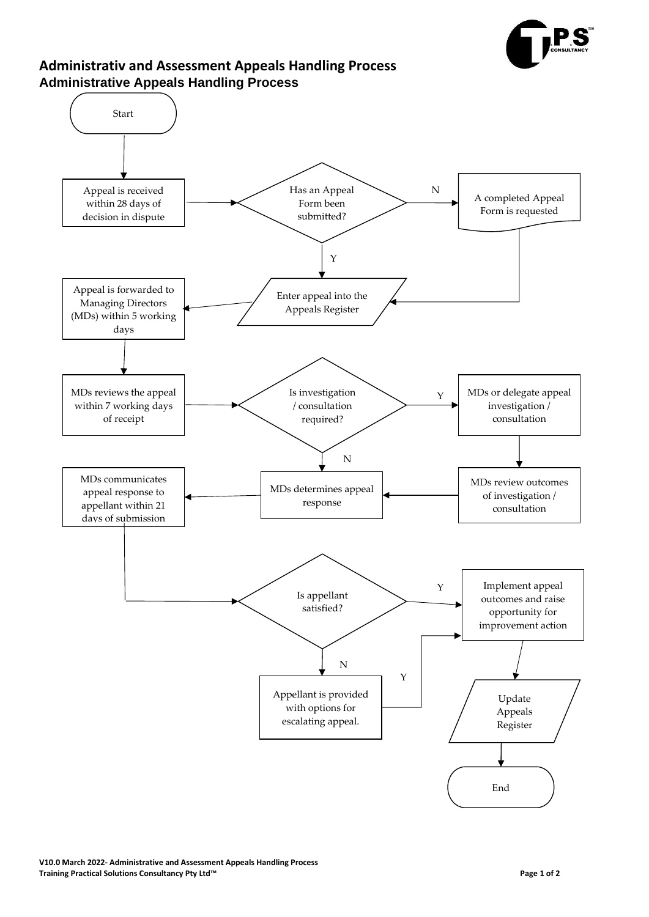# Administrativ and Assessment Appeals Handling Process

## Administrative Appeals Handling Process

Start

Appeal is received within 28 days of decision in dispute

Has an Appeal Form been submitted?

N

A completed Appeal Form is requested

Y

Enter appeal into the Appeals Register

Appeal is forwarded to Managing Directors (MDs) within 5 working days

MDs reviews the appeal within 7 working days of receipt

Is investigation / consultation required?

Y

MDs or delegate appeal investigation / consultation

N

MDs review outcomes of investigation / consultation

MDs determines appeal response

MDs communicates appeal response to appellant within 21 days of submission

Is appellant satisfied?

Y

Implement appeal outcomes and raise opportunity for improvement action

N

Appellant is provided with options for escalating appeal.

Y

Update Appeals Register

End

V10.0 March 2022- Administrative and Assessment Appeals Handling Process
Training Practical Solutions Consultancy Pty Ltd™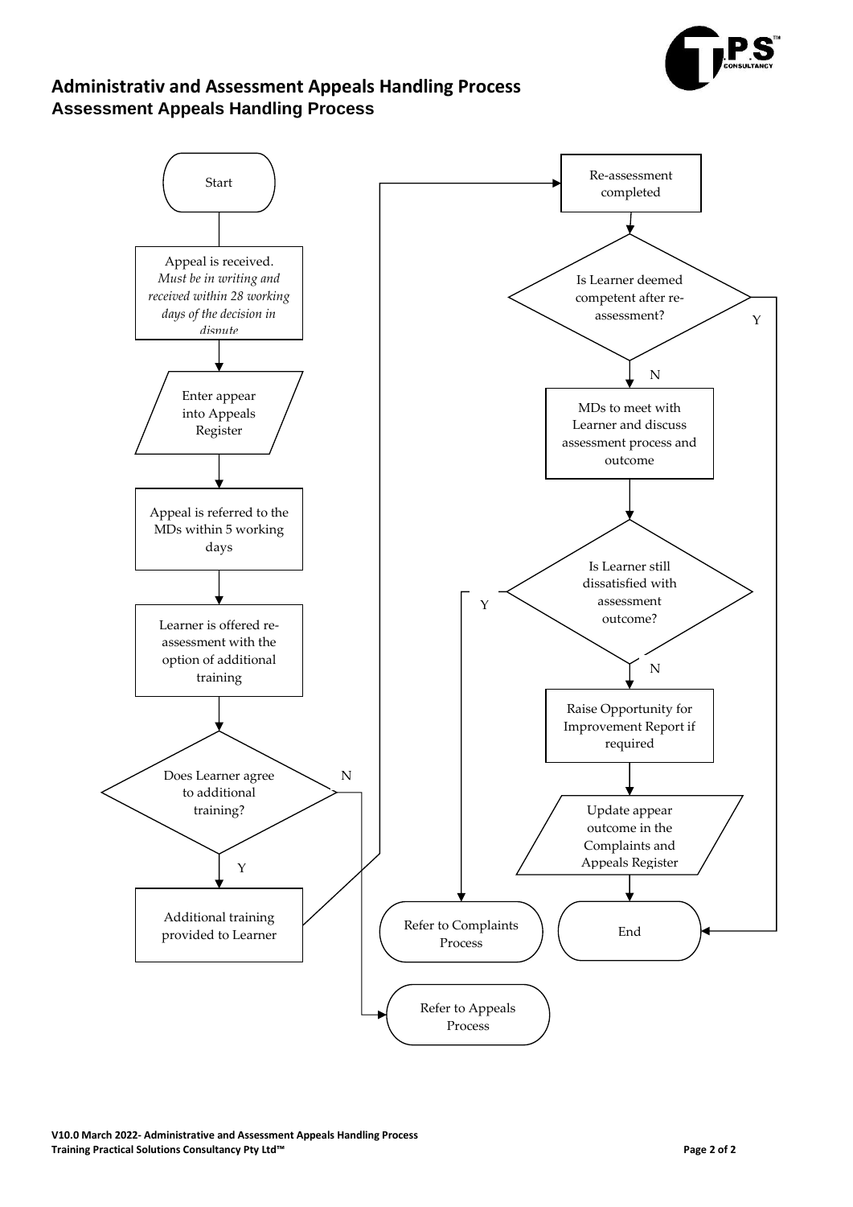## Administrativ and Assessment Appeals Handling Process
## Assessment Appeals Handling Process

Start

Appeal is received. *Must be in writing and received within 28 working days of the decision in dispute*

Enter appear into Appeals Register

Appeal is referred to the MDs within 5 working days

Learner is offered re-assessment with the option of additional training

Does Learner agree to additional training?

N

Y

Additional training provided to Learner

Refer to Appeals Process

Re-assessment completed

Is Learner deemed competent after re-assessment?

Y

N

MDs to meet with Learner and discuss assessment process and outcome

Is Learner still dissatisfied with assessment outcome?

Y

N

Raise Opportunity for Improvement Report if required

Update appear outcome in the Complaints and Appeals Register

Refer to Complaints Process

End

**V10.0 March 2022- Administrative and Assessment Appeals Handling Process**
**Training Practical Solutions Consultancy Pty Ltd™**